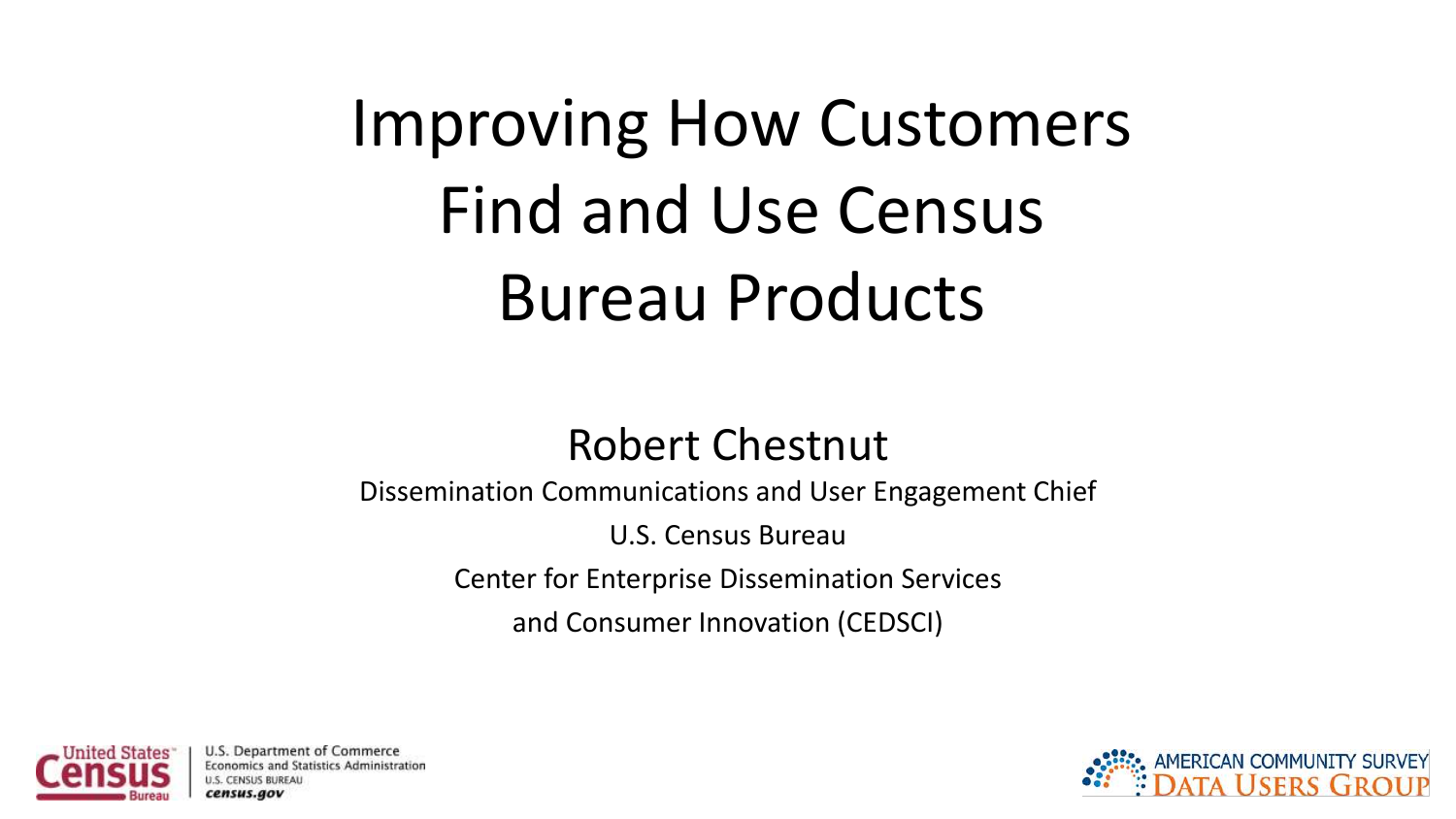# Improving How Customers Find and Use Census Bureau Products

## Robert Chestnut

Dissemination Communications and User Engagement Chief

U.S. Census Bureau

Center for Enterprise Dissemination Services

and Consumer Innovation (CEDSCI)

United States Census Bureau | U.S. Department of Commerce Economics and Statistics Administration U.S. CENSUS BUREAU census.gov

AMERICAN COMMUNITY SURVEY DATA USERS GROUP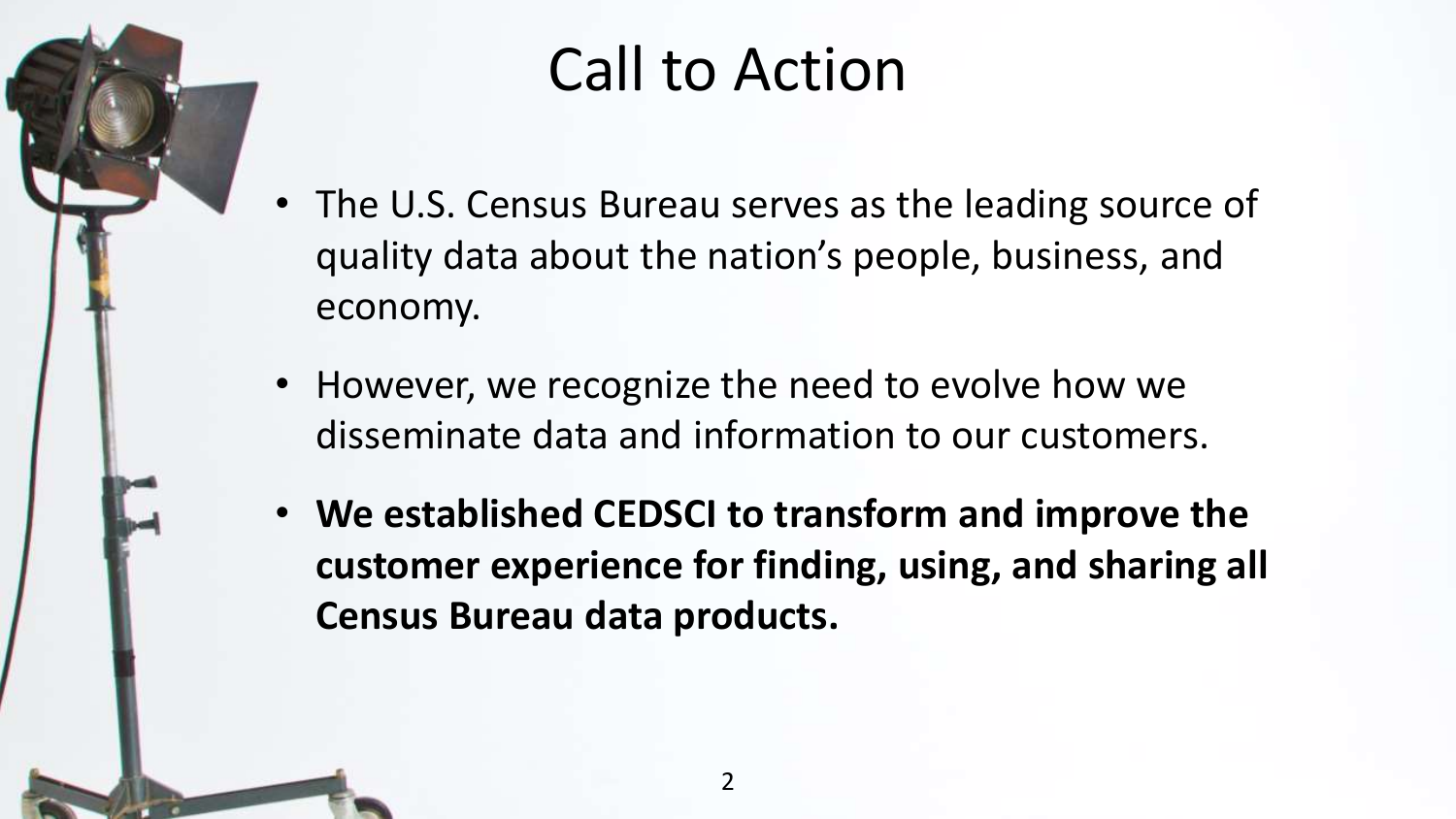# Call to Action

- The U.S. Census Bureau serves as the leading source of quality data about the nation's people, business, and economy.
- However, we recognize the need to evolve how we disseminate data and information to our customers.
- **We established CEDSCI to transform and improve the customer experience for finding, using, and sharing all Census Bureau data products.**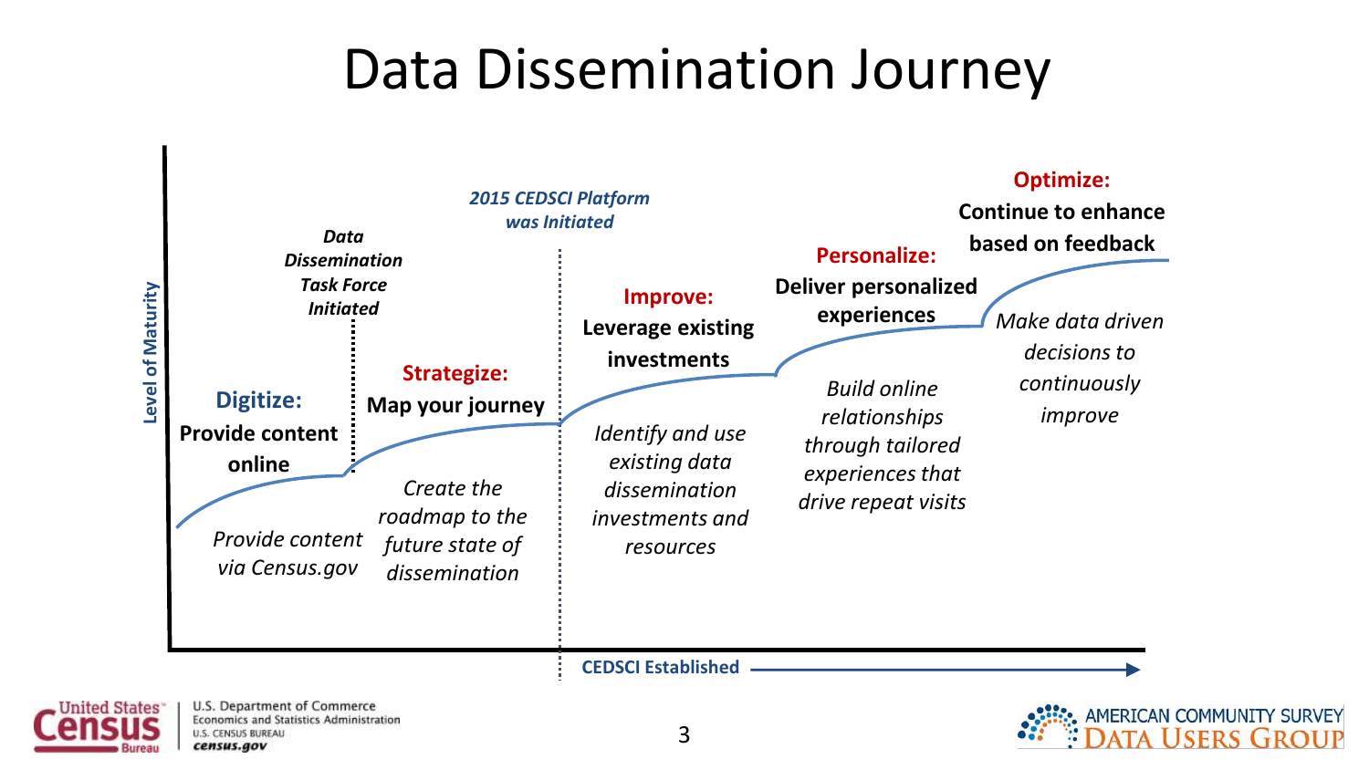# Data Dissemination Journey

**Level of Maturity**

**Digitize:** **Provide content online**

*Provide content via Census.gov*

***Data Dissemination Task Force Initiated***

**Strategize:** **Map your journey**

*Create the roadmap to the future state of dissemination*

***2015 CEDSCI Platform was Initiated***

**Improve:** **Leverage existing investments**

*Identify and use existing data dissemination investments and resources*

**Personalize:** **Deliver personalized experiences**

*Build online relationships through tailored experiences that drive repeat visits*

**Optimize:** **Continue to enhance based on feedback**

*Make data driven decisions to continuously improve*

**CEDSCI Established** →

U.S. Department of Commerce
Economics and Statistics Administration
U.S. CENSUS BUREAU
census.gov

AMERICAN COMMUNITY SURVEY DATA USERS GROUP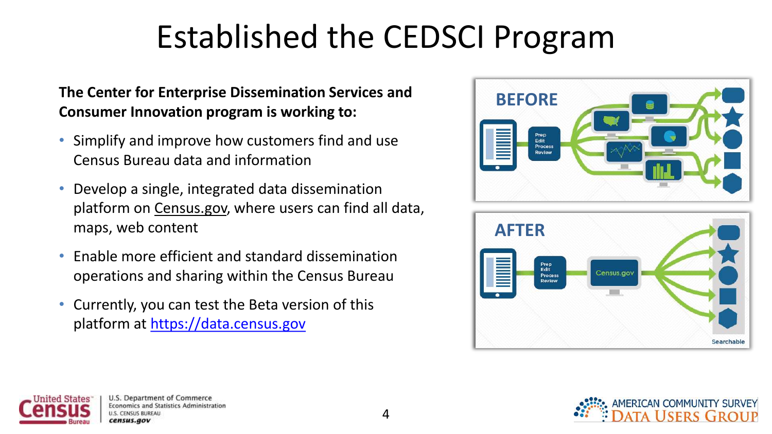# Established the CEDSCI Program

**The Center for Enterprise Dissemination Services and Consumer Innovation program is working to:**

- Simplify and improve how customers find and use Census Bureau data and information
- Develop a single, integrated data dissemination platform on Census.gov, where users can find all data, maps, web content
- Enable more efficient and standard dissemination operations and sharing within the Census Bureau
- Currently, you can test the Beta version of this platform at [https://data.census.gov](https://data.census.gov)

**BEFORE**

Prep
Edit
Process
Review

**AFTER**

Prep
Edit
Process
Review

Census.gov

Searchable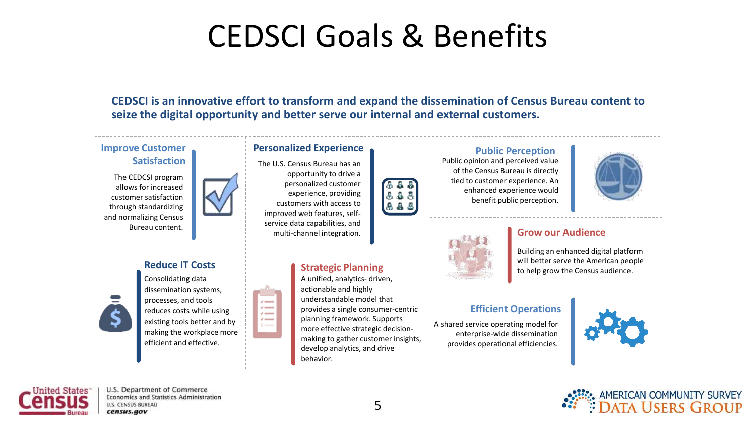# CEDSCI Goals & Benefits

**CEDSCI is an innovative effort to transform and expand the dissemination of Census Bureau content to seize the digital opportunity and better serve our internal and external customers.**

### Improve Customer Satisfaction

The CEDCSI program allows for increased customer satisfaction through standardizing and normalizing Census Bureau content.

### Personalized Experience

The U.S. Census Bureau has an opportunity to drive a personalized customer experience, providing customers with access to improved web features, self-service data capabilities, and multi-channel integration.

### Public Perception

Public opinion and perceived value of the Census Bureau is directly tied to customer experience. An enhanced experience would benefit public perception.

### Grow our Audience

Building an enhanced digital platform will better serve the American people to help grow the Census audience.

### Reduce IT Costs

Consolidating data dissemination systems, processes, and tools reduces costs while using existing tools better and by making the workplace more efficient and effective.

### Strategic Planning

A unified, analytics- driven, actionable and highly understandable model that provides a single consumer-centric planning framework. Supports more effective strategic decision-making to gather customer insights, develop analytics, and drive behavior.

### Efficient Operations

A shared service operating model for enterprise-wide dissemination provides operational efficiencies.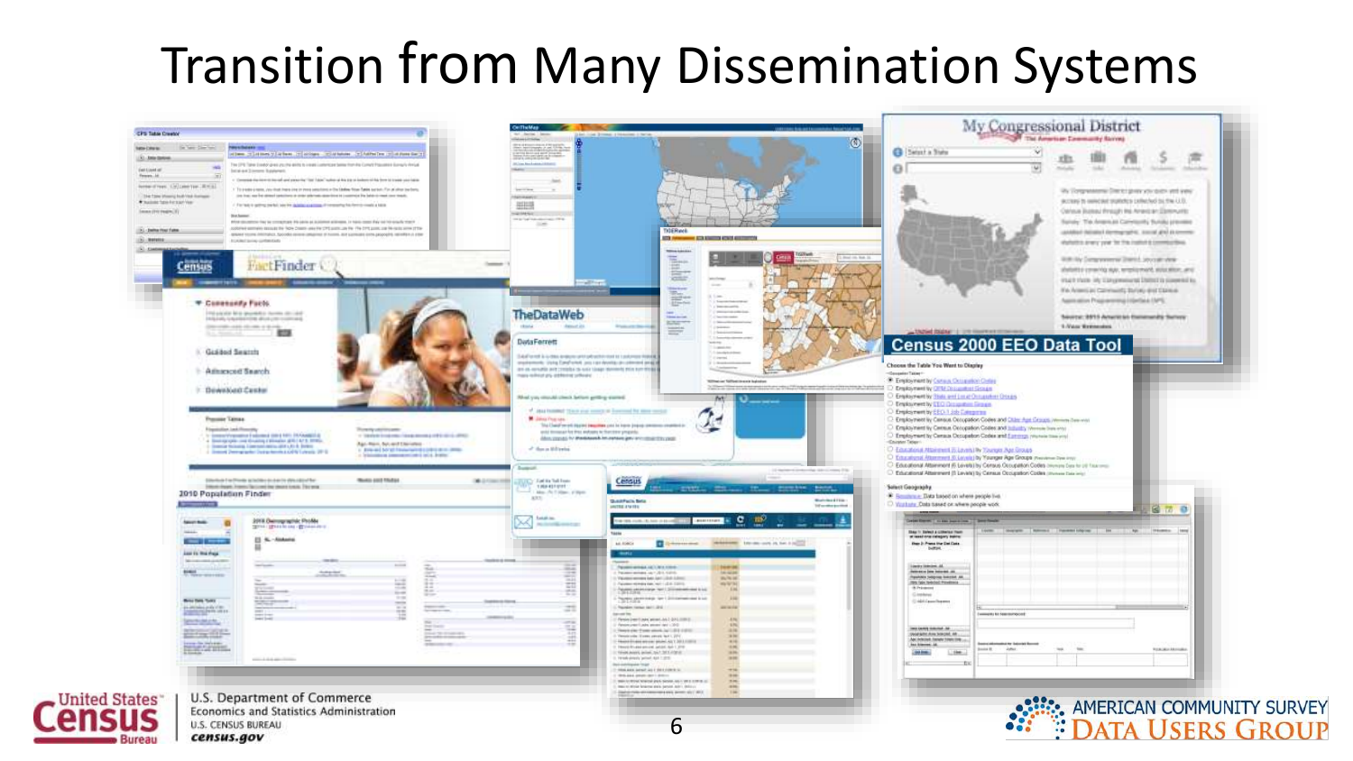# Transition from Many Dissemination Systems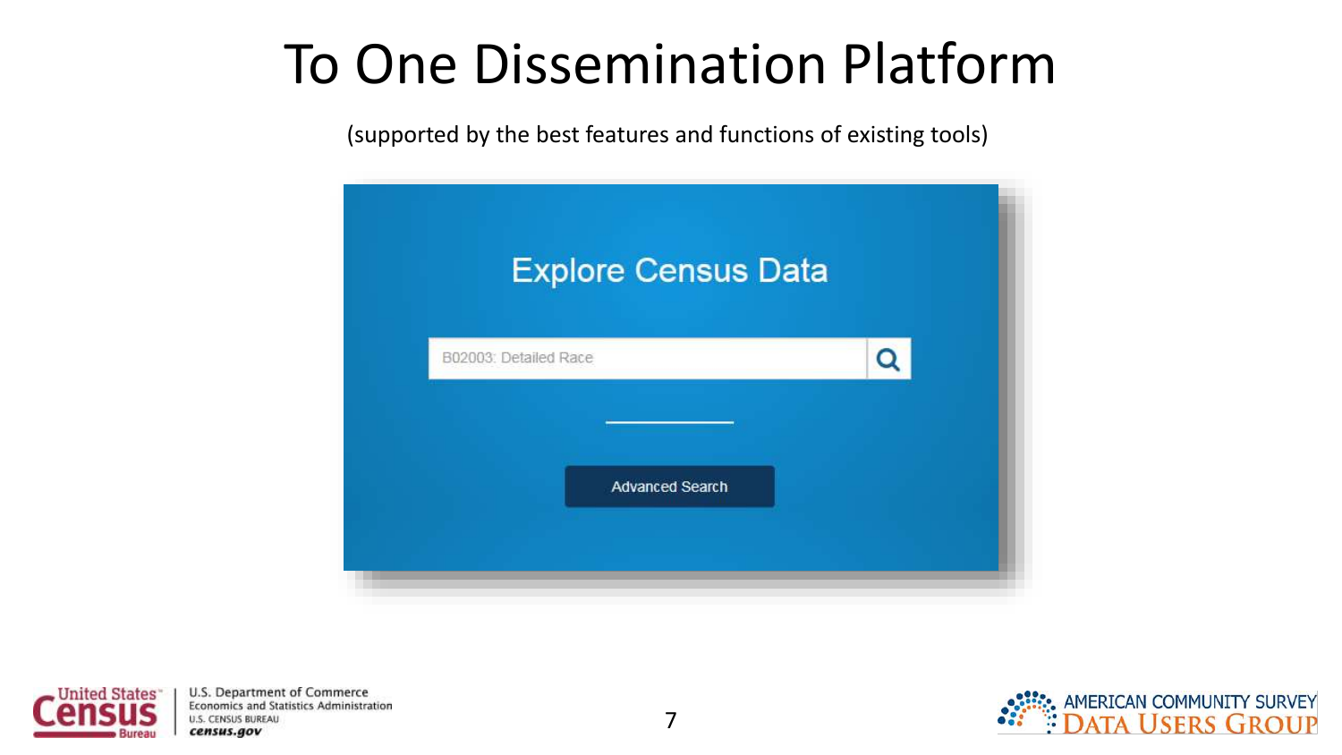# To One Dissemination Platform

(supported by the best features and functions of existing tools)

Explore Census Data

B02003: Detailed Race

Advanced Search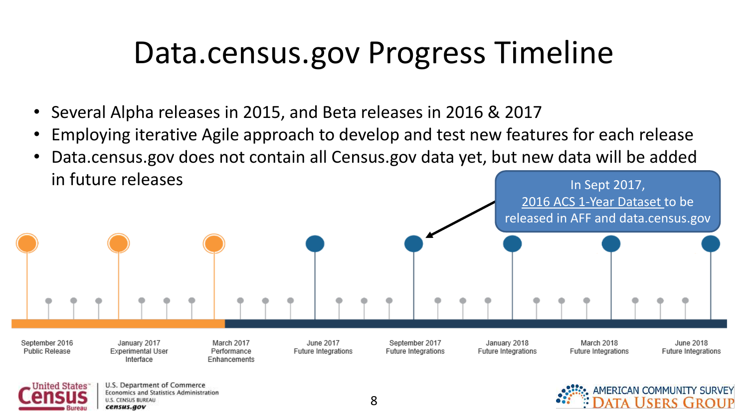# Data.census.gov Progress Timeline

- Several Alpha releases in 2015, and Beta releases in 2016 & 2017
- Employing iterative Agile approach to develop and test new features for each release
- Data.census.gov does not contain all Census.gov data yet, but new data will be added in future releases

In Sept 2017, 2016 ACS 1-Year Dataset to be released in AFF and data.census.gov

- September 2016 Public Release
- January 2017 Experimental User Interface
- March 2017 Performance Enhancements
- June 2017 Future Integrations
- September 2017 Future Integrations
- January 2018 Future Integrations
- March 2018 Future Integrations
- June 2018 Future Integrations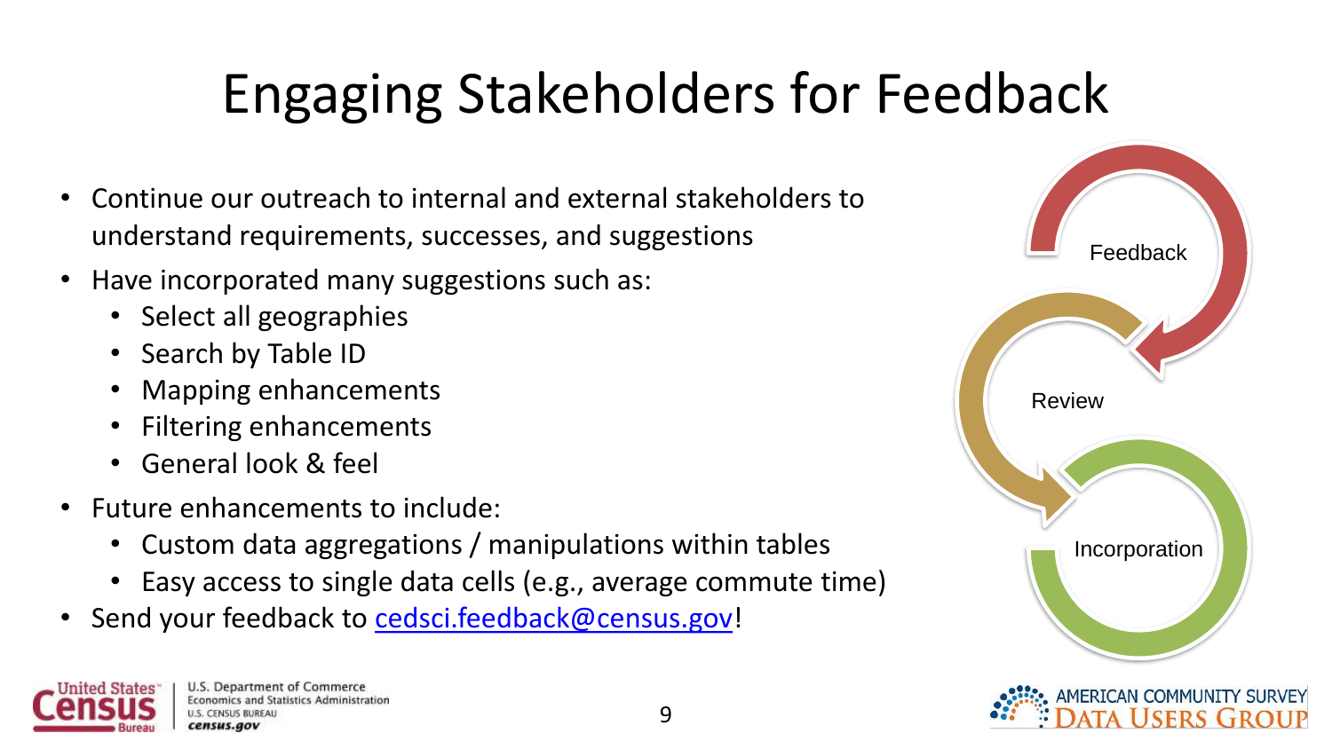# Engaging Stakeholders for Feedback

- Continue our outreach to internal and external stakeholders to understand requirements, successes, and suggestions
- Have incorporated many suggestions such as:
  - Select all geographies
  - Search by Table ID
  - Mapping enhancements
  - Filtering enhancements
  - General look & feel
- Future enhancements to include:
  - Custom data aggregations / manipulations within tables
  - Easy access to single data cells (e.g., average commute time)
- Send your feedback to [cedsci.feedback@census.gov](mailto:cedsci.feedback@census.gov)!

Feedback

Review

Incorporation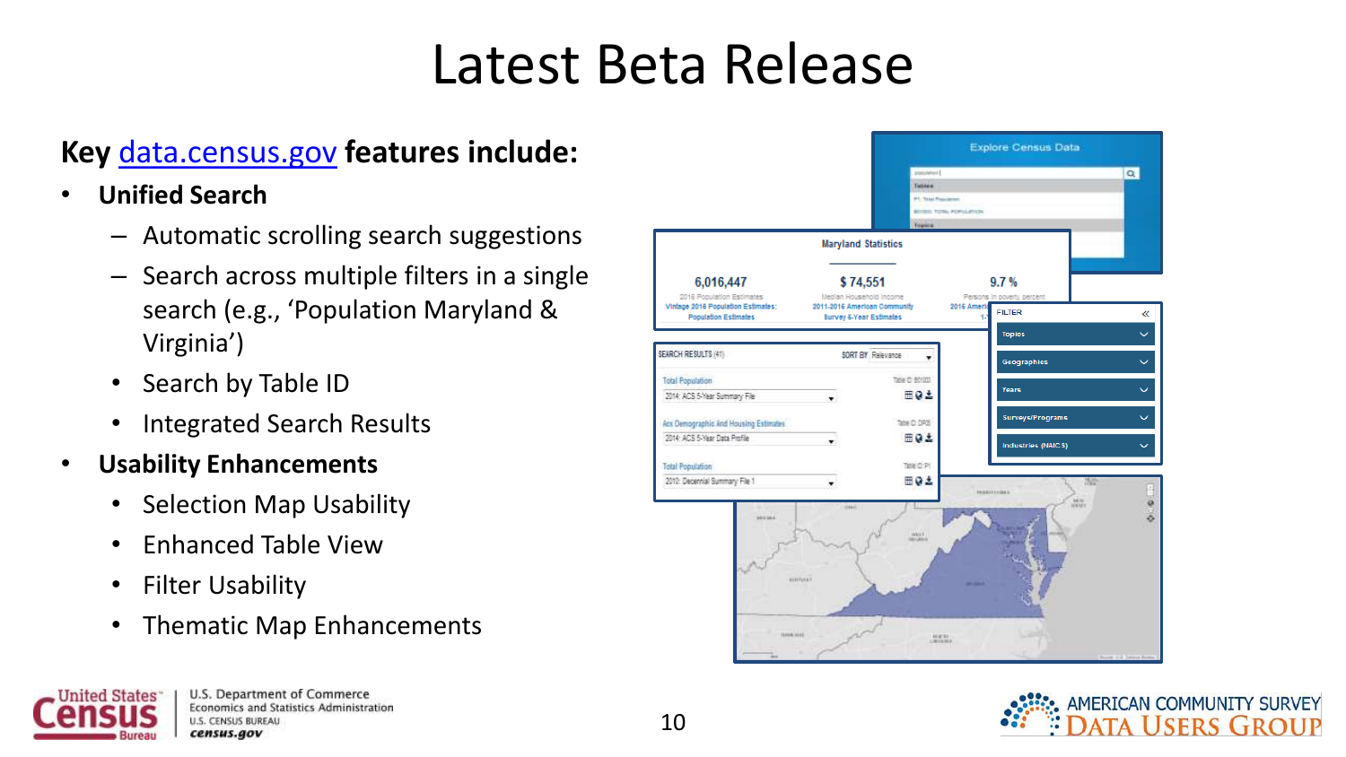# Latest Beta Release

**Key data.census.gov features include:**

- **Unified Search**
  - Automatic scrolling search suggestions
  - Search across multiple filters in a single search (e.g., 'Population Maryland & Virginia')
    - Search by Table ID
    - Integrated Search Results
- **Usability Enhancements**
  - Selection Map Usability
  - Enhanced Table View
  - Filter Usability
  - Thematic Map Enhancements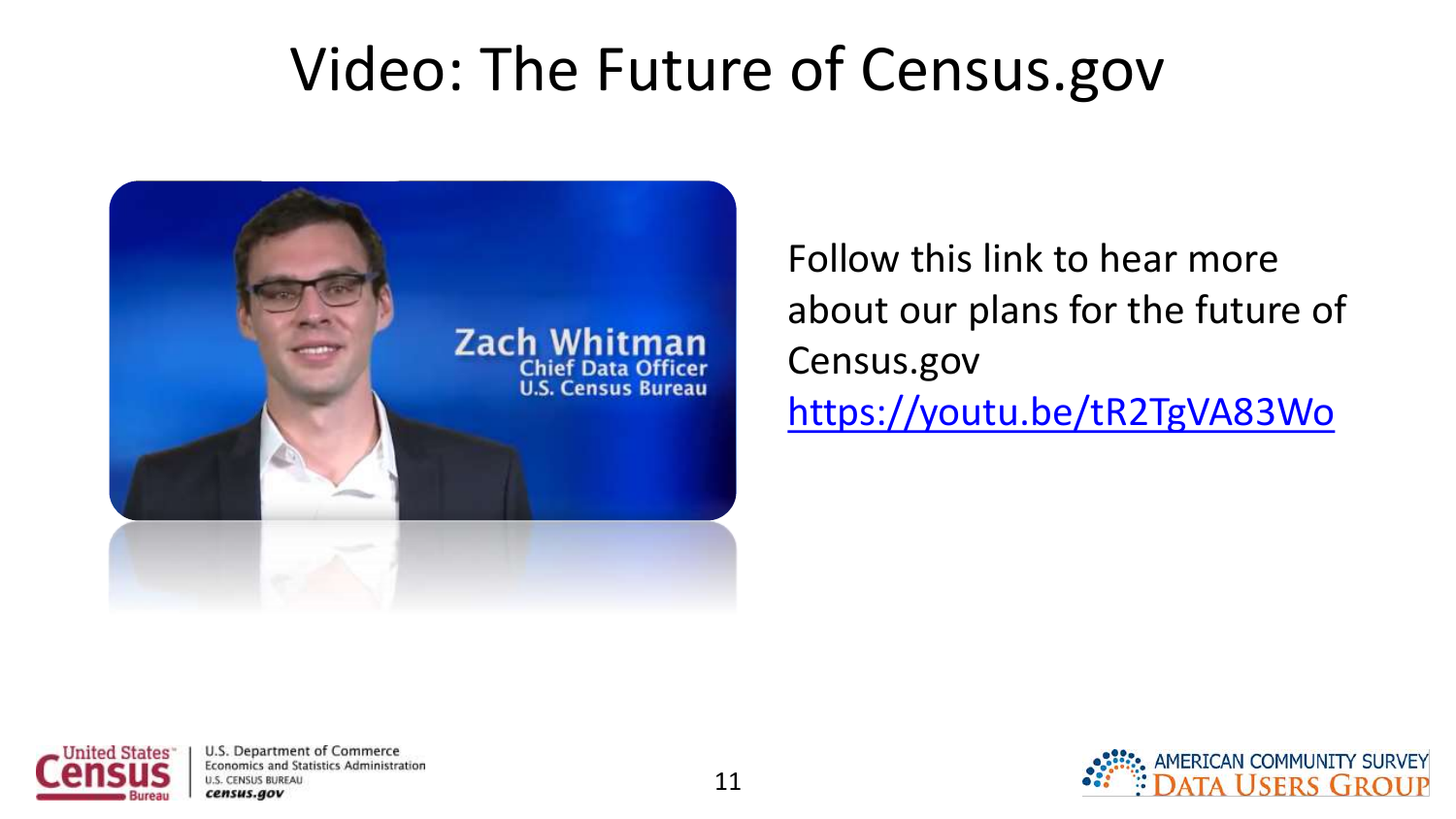# Video: The Future of Census.gov

Zach Whitman
Chief Data Officer
U.S. Census Bureau

Follow this link to hear more about our plans for the future of Census.gov
https://youtu.be/tR2TgVA83Wo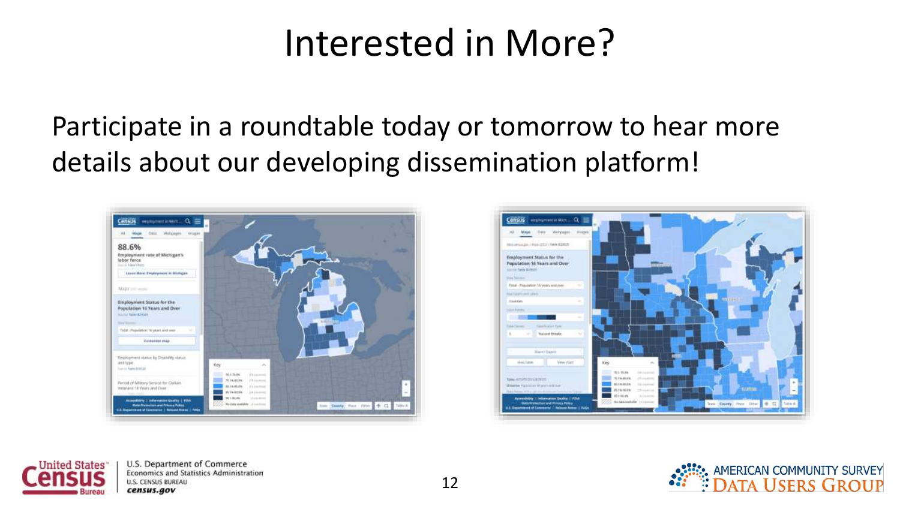# Interested in More?

Participate in a roundtable today or tomorrow to hear more details about our developing dissemination platform!